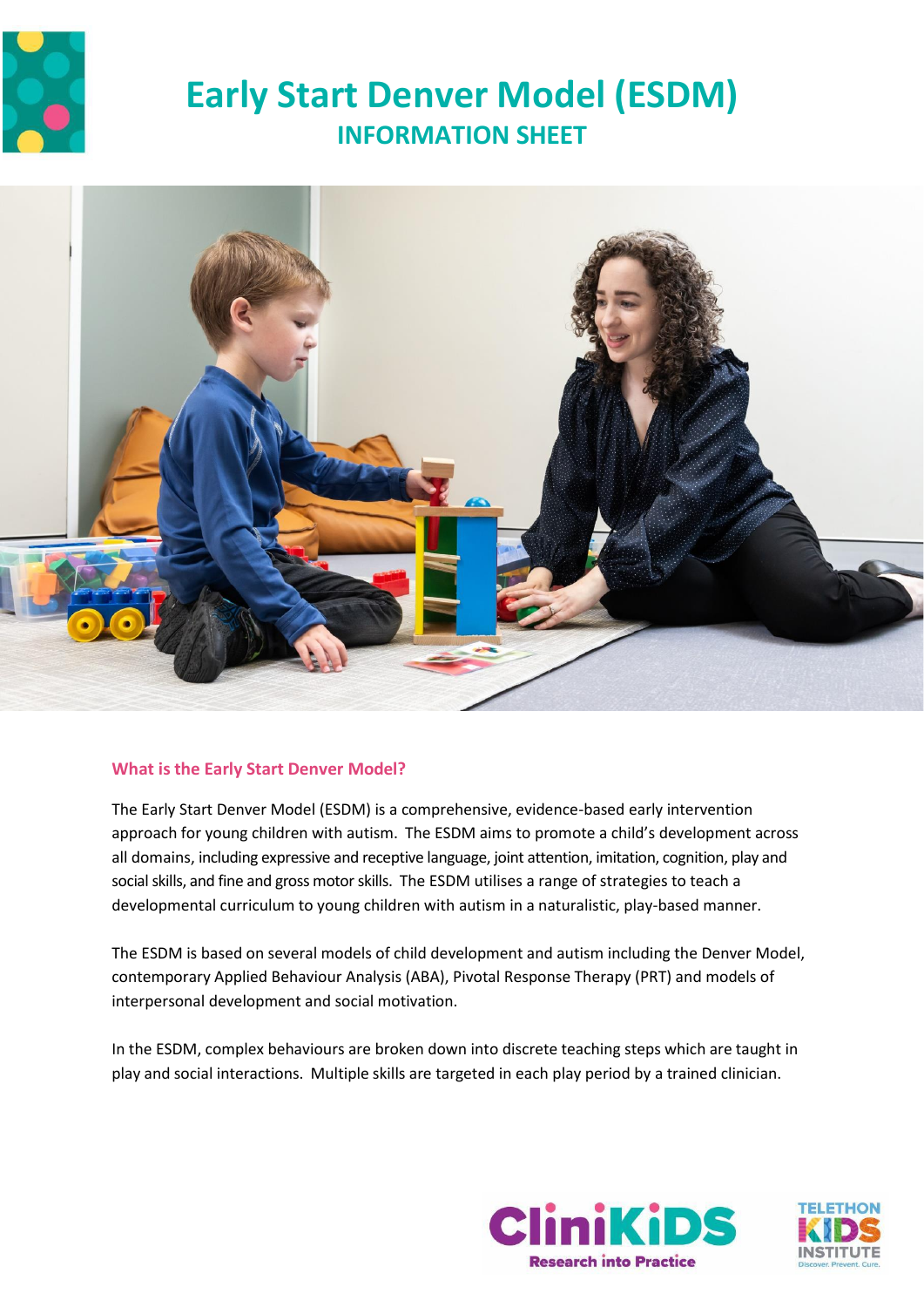# Early Start Denver Model (ESDM)

## INFORMATION SHEET

### What is the Early Start Denver Model?

The Early Start Denver Model (ESDM) is a comprehensive, evidence-based early intervention approach for young children with autism. The ESDM aims to promote a child's development across all domains, including expressive and receptive language, joint attention, imitation, cognition, play and social skills, and fine and gross motor skills. The ESDM utilises a range of strategies to teach a developmental curriculum to young children with autism in a naturalistic, play-based manner.

The ESDM is based on several models of child development and autism including the Denver Model, contemporary Applied Behaviour Analysis (ABA), Pivotal Response Therapy (PRT) and models of interpersonal development and social motivation.

In the ESDM, complex behaviours are broken down into discrete teaching steps which are taught in play and social interactions. Multiple skills are targeted in each play period by a trained clinician.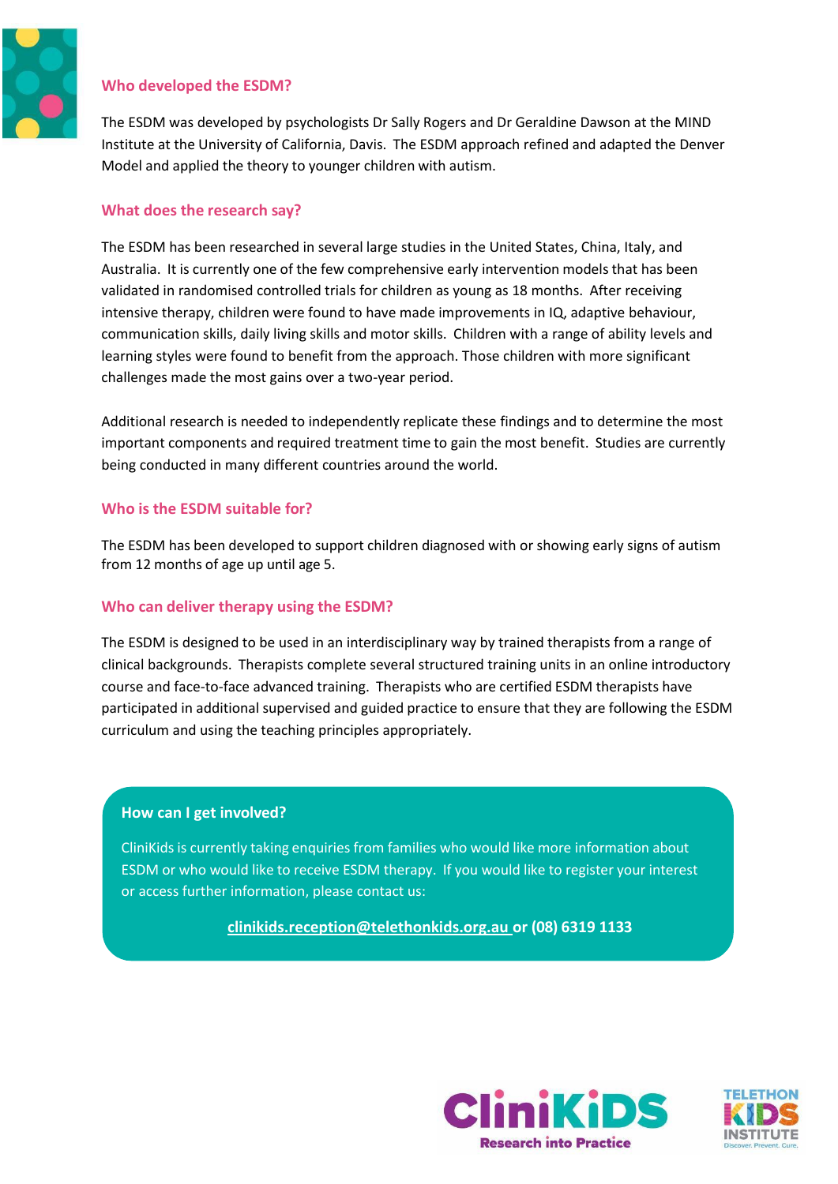## Who developed the ESDM?

The ESDM was developed by psychologists Dr Sally Rogers and Dr Geraldine Dawson at the MIND Institute at the University of California, Davis. The ESDM approach refined and adapted the Denver Model and applied the theory to younger children with autism.

## What does the research say?

The ESDM has been researched in several large studies in the United States, China, Italy, and Australia. It is currently one of the few comprehensive early intervention models that has been validated in randomised controlled trials for children as young as 18 months. After receiving intensive therapy, children were found to have made improvements in IQ, adaptive behaviour, communication skills, daily living skills and motor skills. Children with a range of ability levels and learning styles were found to benefit from the approach. Those children with more significant challenges made the most gains over a two-year period.

Additional research is needed to independently replicate these findings and to determine the most important components and required treatment time to gain the most benefit. Studies are currently being conducted in many different countries around the world.

## Who is the ESDM suitable for?

The ESDM has been developed to support children diagnosed with or showing early signs of autism from 12 months of age up until age 5.

## Who can deliver therapy using the ESDM?

The ESDM is designed to be used in an interdisciplinary way by trained therapists from a range of clinical backgrounds. Therapists complete several structured training units in an online introductory course and face-to-face advanced training. Therapists who are certified ESDM therapists have participated in additional supervised and guided practice to ensure that they are following the ESDM curriculum and using the teaching principles appropriately.

### How can I get involved?

CliniKids is currently taking enquiries from families who would like more information about ESDM or who would like to receive ESDM therapy. If you would like to register your interest or access further information, please contact us:

**clinikids.reception@telethonkids.org.au or (08) 6319 1133**

CliniKiDS Research into Practice

TELETHON KIDS INSTITUTE Discover. Prevent. Cure.